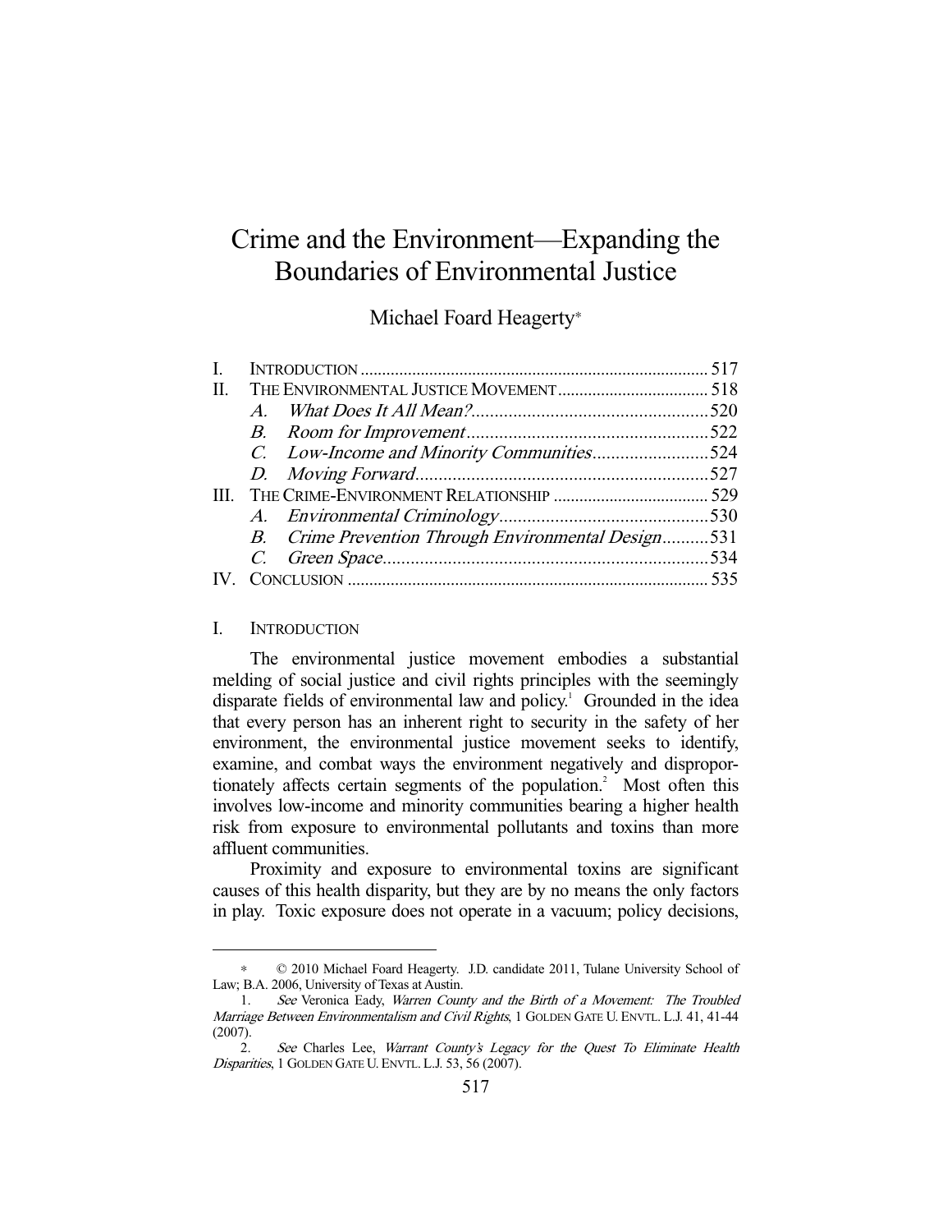# Crime and the Environment—Expanding the Boundaries of Environmental Justice

Michael Foard Heagerty*

| | | |
|---|---|---|
| I. | INTRODUCTION | 517 |
| II. | THE ENVIRONMENTAL JUSTICE MOVEMENT | 518 |
| | *A. What Does It All Mean?* | 520 |
| | *B. Room for Improvement* | 522 |
| | *C. Low-Income and Minority Communities* | 524 |
| | *D. Moving Forward* | 527 |
| III. | THE CRIME-ENVIRONMENT RELATIONSHIP | 529 |
| | *A. Environmental Criminology* | 530 |
| | *B. Crime Prevention Through Environmental Design* | 531 |
| | *C. Green Space* | 534 |
| IV. | CONCLUSION | 535 |

## I. INTRODUCTION

The environmental justice movement embodies a substantial melding of social justice and civil rights principles with the seemingly disparate fields of environmental law and policy.[1] Grounded in the idea that every person has an inherent right to security in the safety of her environment, the environmental justice movement seeks to identify, examine, and combat ways the environment negatively and disproportionately affects certain segments of the population.[2] Most often this involves low-income and minority communities bearing a higher health risk from exposure to environmental pollutants and toxins than more affluent communities.

Proximity and exposure to environmental toxins are significant causes of this health disparity, but they are by no means the only factors in play. Toxic exposure does not operate in a vacuum; policy decisions,

---

\* © 2010 Michael Foard Heagerty. J.D. candidate 2011, Tulane University School of Law; B.A. 2006, University of Texas at Austin.

1. *See* Veronica Eady, *Warren County and the Birth of a Movement: The Troubled Marriage Between Environmentalism and Civil Rights*, 1 GOLDEN GATE U. ENVTL. L.J. 41, 41-44 (2007).

2. *See* Charles Lee, *Warrant County's Legacy for the Quest To Eliminate Health Disparities*, 1 GOLDEN GATE U. ENVTL. L.J. 53, 56 (2007).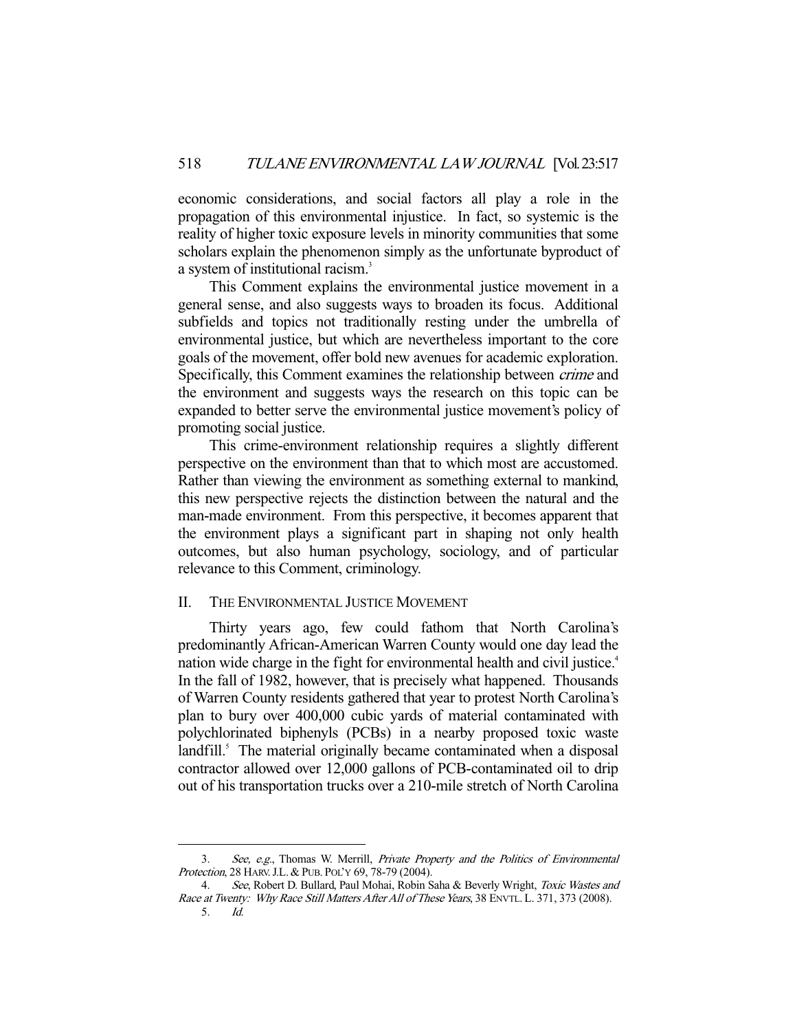economic considerations, and social factors all play a role in the propagation of this environmental injustice. In fact, so systemic is the reality of higher toxic exposure levels in minority communities that some scholars explain the phenomenon simply as the unfortunate byproduct of a system of institutional racism.[3]

This Comment explains the environmental justice movement in a general sense, and also suggests ways to broaden its focus. Additional subfields and topics not traditionally resting under the umbrella of environmental justice, but which are nevertheless important to the core goals of the movement, offer bold new avenues for academic exploration. Specifically, this Comment examines the relationship between *crime* and the environment and suggests ways the research on this topic can be expanded to better serve the environmental justice movement's policy of promoting social justice.

This crime-environment relationship requires a slightly different perspective on the environment than that to which most are accustomed. Rather than viewing the environment as something external to mankind, this new perspective rejects the distinction between the natural and the man-made environment. From this perspective, it becomes apparent that the environment plays a significant part in shaping not only health outcomes, but also human psychology, sociology, and of particular relevance to this Comment, criminology.

## II. THE ENVIRONMENTAL JUSTICE MOVEMENT

Thirty years ago, few could fathom that North Carolina's predominantly African-American Warren County would one day lead the nation wide charge in the fight for environmental health and civil justice.[4] In the fall of 1982, however, that is precisely what happened. Thousands of Warren County residents gathered that year to protest North Carolina's plan to bury over 400,000 cubic yards of material contaminated with polychlorinated biphenyls (PCBs) in a nearby proposed toxic waste landfill.[5] The material originally became contaminated when a disposal contractor allowed over 12,000 gallons of PCB-contaminated oil to drip out of his transportation trucks over a 210-mile stretch of North Carolina

---

3. *See, e.g.*, Thomas W. Merrill, *Private Property and the Politics of Environmental Protection*, 28 HARV. J.L. & PUB. POL'Y 69, 78-79 (2004).

4. *See*, Robert D. Bullard, Paul Mohai, Robin Saha & Beverly Wright, *Toxic Wastes and Race at Twenty: Why Race Still Matters After All of These Years*, 38 ENVTL. L. 371, 373 (2008).

5. *Id.*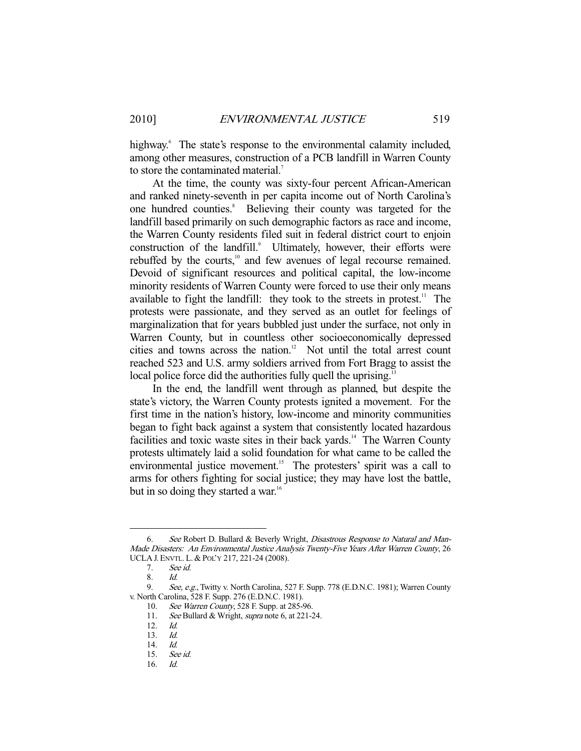highway.[6] The state's response to the environmental calamity included, among other measures, construction of a PCB landfill in Warren County to store the contaminated material.[7]

At the time, the county was sixty-four percent African-American and ranked ninety-seventh in per capita income out of North Carolina's one hundred counties.[8] Believing their county was targeted for the landfill based primarily on such demographic factors as race and income, the Warren County residents filed suit in federal district court to enjoin construction of the landfill.[9] Ultimately, however, their efforts were rebuffed by the courts,[10] and few avenues of legal recourse remained. Devoid of significant resources and political capital, the low-income minority residents of Warren County were forced to use their only means available to fight the landfill: they took to the streets in protest.[11] The protests were passionate, and they served as an outlet for feelings of marginalization that for years bubbled just under the surface, not only in Warren County, but in countless other socioeconomically depressed cities and towns across the nation.[12] Not until the total arrest count reached 523 and U.S. army soldiers arrived from Fort Bragg to assist the local police force did the authorities fully quell the uprising.[13]

In the end, the landfill went through as planned, but despite the state's victory, the Warren County protests ignited a movement. For the first time in the nation's history, low-income and minority communities began to fight back against a system that consistently located hazardous facilities and toxic waste sites in their back yards.[14] The Warren County protests ultimately laid a solid foundation for what came to be called the environmental justice movement.[15] The protesters' spirit was a call to arms for others fighting for social justice; they may have lost the battle, but in so doing they started a war.[16]

---

6. *See* Robert D. Bullard & Beverly Wright, *Disastrous Response to Natural and Man-Made Disasters: An Environmental Justice Analysis Twenty-Five Years After Warren County*, 26 UCLA J. ENVTL. L. & POL'Y 217, 221-24 (2008).

7. *See id.*

8. *Id.*

9. *See, e.g.*, Twitty v. North Carolina, 527 F. Supp. 778 (E.D.N.C. 1981); Warren County v. North Carolina, 528 F. Supp. 276 (E.D.N.C. 1981).

10. *See Warren County*, 528 F. Supp. at 285-96.

11. *See* Bullard & Wright, *supra* note 6, at 221-24.

12. *Id.*

13. *Id.*

14. *Id.*

15. *See id.*

16. *Id.*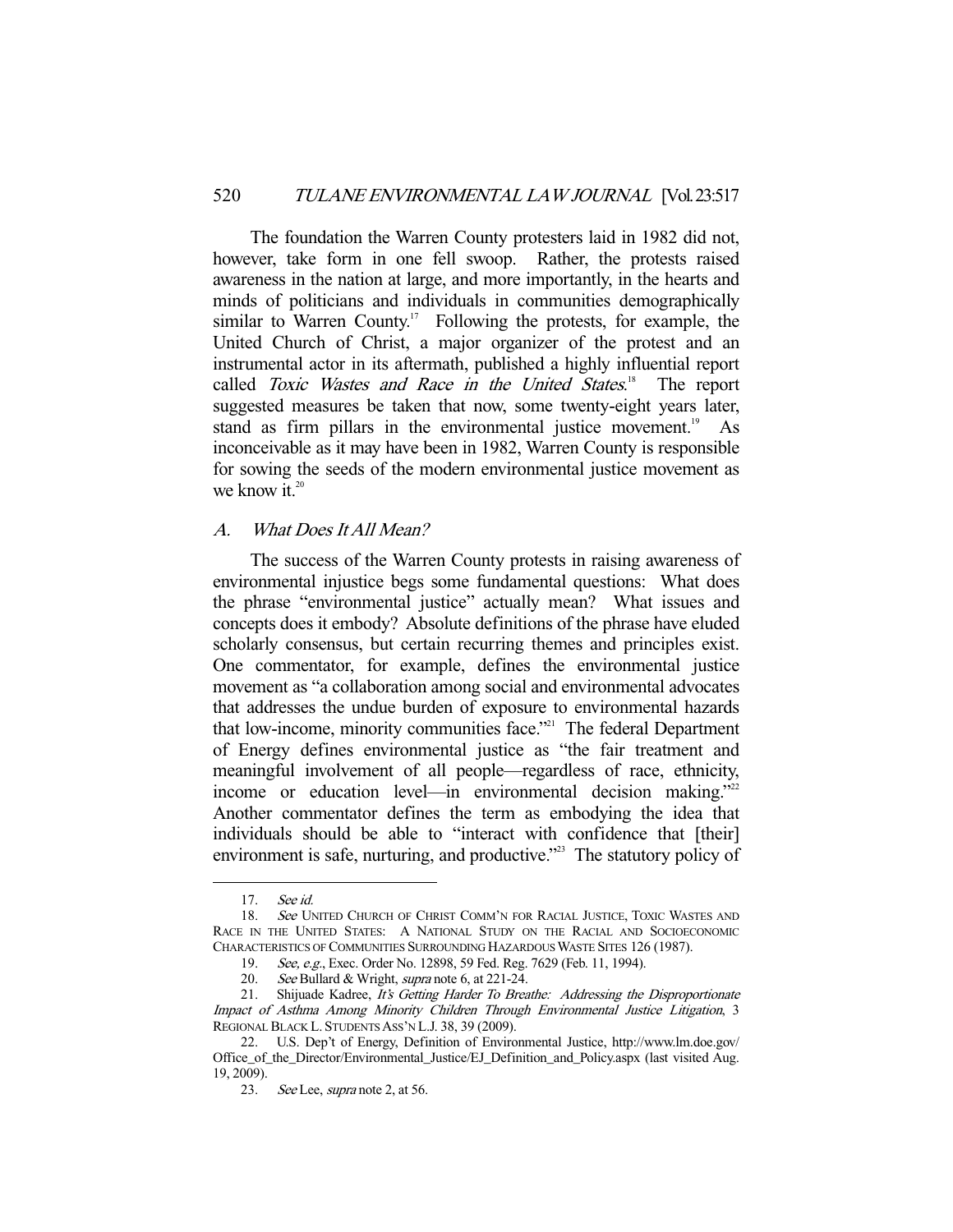The foundation the Warren County protesters laid in 1982 did not, however, take form in one fell swoop. Rather, the protests raised awareness in the nation at large, and more importantly, in the hearts and minds of politicians and individuals in communities demographically similar to Warren County.[17] Following the protests, for example, the United Church of Christ, a major organizer of the protest and an instrumental actor in its aftermath, published a highly influential report called *Toxic Wastes and Race in the United States*.[18] The report suggested measures be taken that now, some twenty-eight years later, stand as firm pillars in the environmental justice movement.[19] As inconceivable as it may have been in 1982, Warren County is responsible for sowing the seeds of the modern environmental justice movement as we know it.[20]

### A. *What Does It All Mean?*

The success of the Warren County protests in raising awareness of environmental injustice begs some fundamental questions: What does the phrase "environmental justice" actually mean? What issues and concepts does it embody? Absolute definitions of the phrase have eluded scholarly consensus, but certain recurring themes and principles exist. One commentator, for example, defines the environmental justice movement as "a collaboration among social and environmental advocates that addresses the undue burden of exposure to environmental hazards that low-income, minority communities face."[21] The federal Department of Energy defines environmental justice as "the fair treatment and meaningful involvement of all people—regardless of race, ethnicity, income or education level—in environmental decision making."[22] Another commentator defines the term as embodying the idea that individuals should be able to "interact with confidence that [their] environment is safe, nurturing, and productive."[23] The statutory policy of

---

17. *See id.*

18. *See* UNITED CHURCH OF CHRIST COMM'N FOR RACIAL JUSTICE, TOXIC WASTES AND RACE IN THE UNITED STATES: A NATIONAL STUDY ON THE RACIAL AND SOCIOECONOMIC CHARACTERISTICS OF COMMUNITIES SURROUNDING HAZARDOUS WASTE SITES 126 (1987).

19. *See, e.g.*, Exec. Order No. 12898, 59 Fed. Reg. 7629 (Feb. 11, 1994).

20. *See* Bullard & Wright, *supra* note 6, at 221-24.

21. Shijuade Kadree, *It's Getting Harder To Breathe: Addressing the Disproportionate Impact of Asthma Among Minority Children Through Environmental Justice Litigation*, 3 REGIONAL BLACK L. STUDENTS ASS'N L.J. 38, 39 (2009).

22. U.S. Dep't of Energy, Definition of Environmental Justice, http://www.lm.doe.gov/Office_of_the_Director/Environmental_Justice/EJ_Definition_and_Policy.aspx (last visited Aug. 19, 2009).

23. *See* Lee, *supra* note 2, at 56.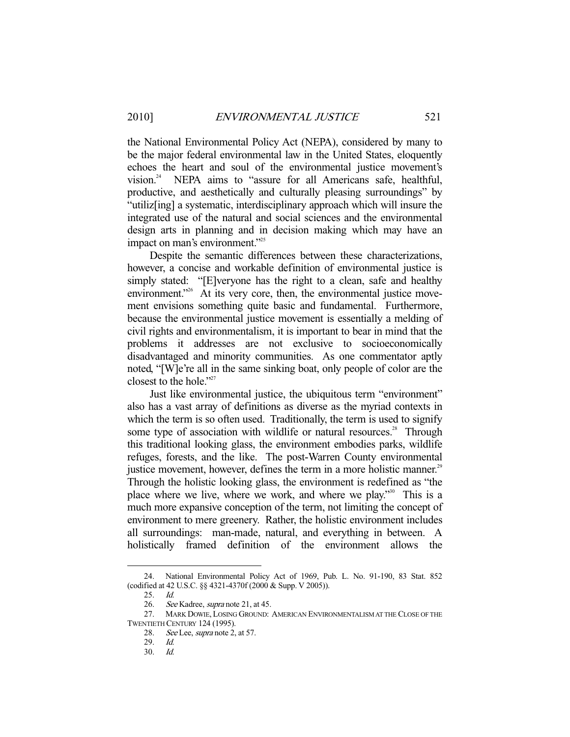the National Environmental Policy Act (NEPA), considered by many to be the major federal environmental law in the United States, eloquently echoes the heart and soul of the environmental justice movement's vision.[24] NEPA aims to "assure for all Americans safe, healthful, productive, and aesthetically and culturally pleasing surroundings" by "utiliz[ing] a systematic, interdisciplinary approach which will insure the integrated use of the natural and social sciences and the environmental design arts in planning and in decision making which may have an impact on man's environment."[25]

Despite the semantic differences between these characterizations, however, a concise and workable definition of environmental justice is simply stated: "[E]veryone has the right to a clean, safe and healthy environment."[26] At its very core, then, the environmental justice movement envisions something quite basic and fundamental. Furthermore, because the environmental justice movement is essentially a melding of civil rights and environmentalism, it is important to bear in mind that the problems it addresses are not exclusive to socioeconomically disadvantaged and minority communities. As one commentator aptly noted, "[W]e're all in the same sinking boat, only people of color are the closest to the hole."[27]

Just like environmental justice, the ubiquitous term "environment" also has a vast array of definitions as diverse as the myriad contexts in which the term is so often used. Traditionally, the term is used to signify some type of association with wildlife or natural resources.[28] Through this traditional looking glass, the environment embodies parks, wildlife refuges, forests, and the like. The post-Warren County environmental justice movement, however, defines the term in a more holistic manner.[29] Through the holistic looking glass, the environment is redefined as "the place where we live, where we work, and where we play."[30] This is a much more expansive conception of the term, not limiting the concept of environment to mere greenery. Rather, the holistic environment includes all surroundings: man-made, natural, and everything in between. A holistically framed definition of the environment allows the

---

24. National Environmental Policy Act of 1969, Pub. L. No. 91-190, 83 Stat. 852 (codified at 42 U.S.C. §§ 4321-4370f (2000 & Supp. V 2005)).

25. *Id.*

26. *See* Kadree, *supra* note 21, at 45.

27. MARK DOWIE, LOSING GROUND: AMERICAN ENVIRONMENTALISM AT THE CLOSE OF THE TWENTIETH CENTURY 124 (1995).

28. *See* Lee, *supra* note 2, at 57.

29. *Id.*

30. *Id.*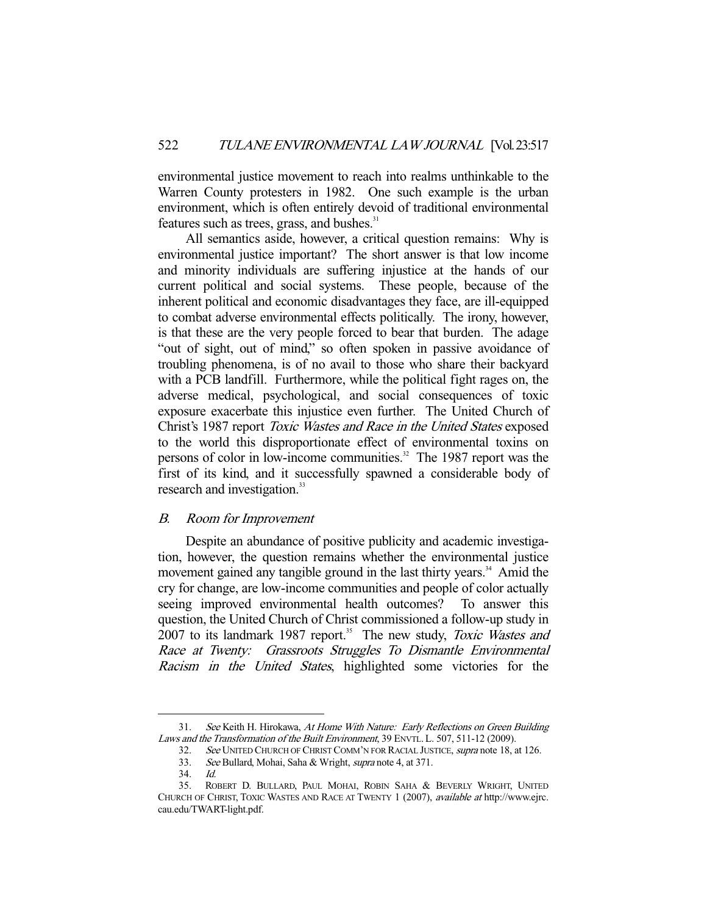environmental justice movement to reach into realms unthinkable to the Warren County protesters in 1982. One such example is the urban environment, which is often entirely devoid of traditional environmental features such as trees, grass, and bushes.[31]

All semantics aside, however, a critical question remains: Why is environmental justice important? The short answer is that low income and minority individuals are suffering injustice at the hands of our current political and social systems. These people, because of the inherent political and economic disadvantages they face, are ill-equipped to combat adverse environmental effects politically. The irony, however, is that these are the very people forced to bear that burden. The adage "out of sight, out of mind," so often spoken in passive avoidance of troubling phenomena, is of no avail to those who share their backyard with a PCB landfill. Furthermore, while the political fight rages on, the adverse medical, psychological, and social consequences of toxic exposure exacerbate this injustice even further. The United Church of Christ's 1987 report *Toxic Wastes and Race in the United States* exposed to the world this disproportionate effect of environmental toxins on persons of color in low-income communities.[32] The 1987 report was the first of its kind, and it successfully spawned a considerable body of research and investigation.[33]

### *B. Room for Improvement*

Despite an abundance of positive publicity and academic investigation, however, the question remains whether the environmental justice movement gained any tangible ground in the last thirty years.[34] Amid the cry for change, are low-income communities and people of color actually seeing improved environmental health outcomes? To answer this question, the United Church of Christ commissioned a follow-up study in 2007 to its landmark 1987 report.[35] The new study, *Toxic Wastes and Race at Twenty: Grassroots Struggles To Dismantle Environmental Racism in the United States*, highlighted some victories for the

---

31. *See* Keith H. Hirokawa, *At Home With Nature: Early Reflections on Green Building Laws and the Transformation of the Built Environment*, 39 ENVTL. L. 507, 511-12 (2009).

32. *See* UNITED CHURCH OF CHRIST COMM'N FOR RACIAL JUSTICE, *supra* note 18, at 126.

33. *See* Bullard, Mohai, Saha & Wright, *supra* note 4, at 371.

34. *Id.*

35. ROBERT D. BULLARD, PAUL MOHAI, ROBIN SAHA & BEVERLY WRIGHT, UNITED CHURCH OF CHRIST, TOXIC WASTES AND RACE AT TWENTY 1 (2007), *available at* http://www.ejrc.cau.edu/TWART-light.pdf.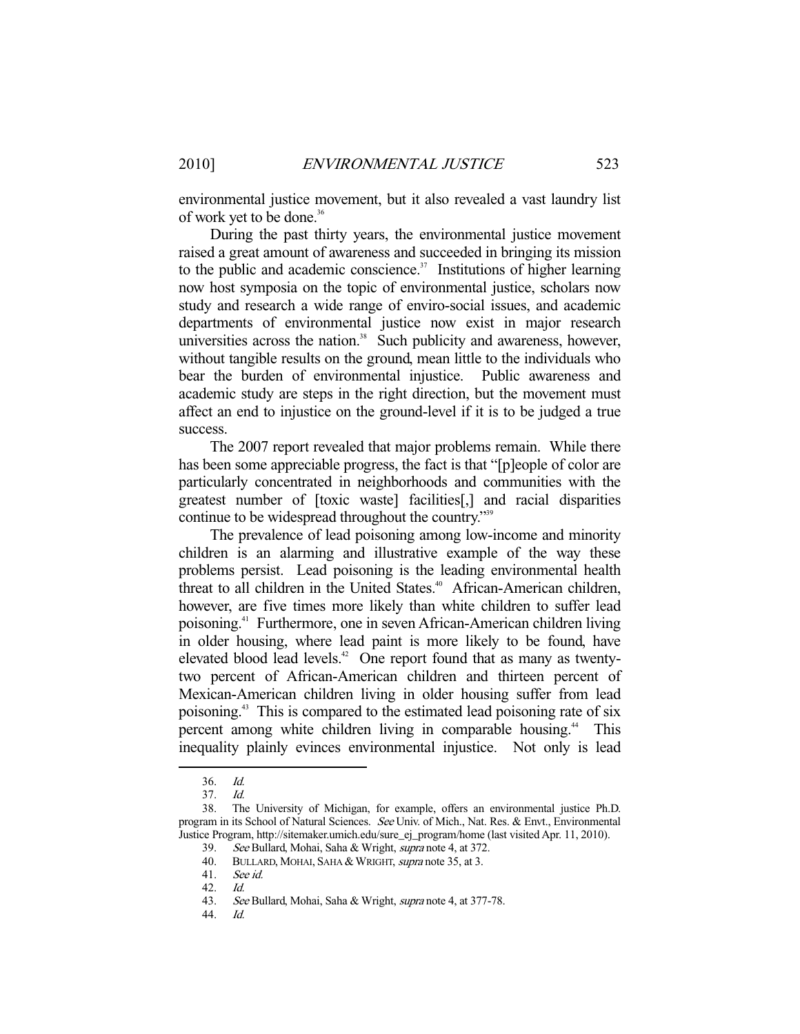environmental justice movement, but it also revealed a vast laundry list of work yet to be done.[36]

During the past thirty years, the environmental justice movement raised a great amount of awareness and succeeded in bringing its mission to the public and academic conscience.[37] Institutions of higher learning now host symposia on the topic of environmental justice, scholars now study and research a wide range of enviro-social issues, and academic departments of environmental justice now exist in major research universities across the nation.[38] Such publicity and awareness, however, without tangible results on the ground, mean little to the individuals who bear the burden of environmental injustice. Public awareness and academic study are steps in the right direction, but the movement must affect an end to injustice on the ground-level if it is to be judged a true success.

The 2007 report revealed that major problems remain. While there has been some appreciable progress, the fact is that "[p]eople of color are particularly concentrated in neighborhoods and communities with the greatest number of [toxic waste] facilities[,] and racial disparities continue to be widespread throughout the country."[39]

The prevalence of lead poisoning among low-income and minority children is an alarming and illustrative example of the way these problems persist. Lead poisoning is the leading environmental health threat to all children in the United States.[40] African-American children, however, are five times more likely than white children to suffer lead poisoning.[41] Furthermore, one in seven African-American children living in older housing, where lead paint is more likely to be found, have elevated blood lead levels.[42] One report found that as many as twenty-two percent of African-American children and thirteen percent of Mexican-American children living in older housing suffer from lead poisoning.[43] This is compared to the estimated lead poisoning rate of six percent among white children living in comparable housing.[44] This inequality plainly evinces environmental injustice. Not only is lead

---

36. *Id.*

37. *Id.*

38. The University of Michigan, for example, offers an environmental justice Ph.D. program in its School of Natural Sciences. *See* Univ. of Mich., Nat. Res. & Envt., Environmental Justice Program, http://sitemaker.umich.edu/sure_ej_program/home (last visited Apr. 11, 2010).

39. *See* Bullard, Mohai, Saha & Wright, *supra* note 4, at 372.

40. BULLARD, MOHAI, SAHA & WRIGHT, *supra* note 35, at 3.

41. *See id.*

42. *Id.*

43. *See* Bullard, Mohai, Saha & Wright, *supra* note 4, at 377-78.

44. *Id.*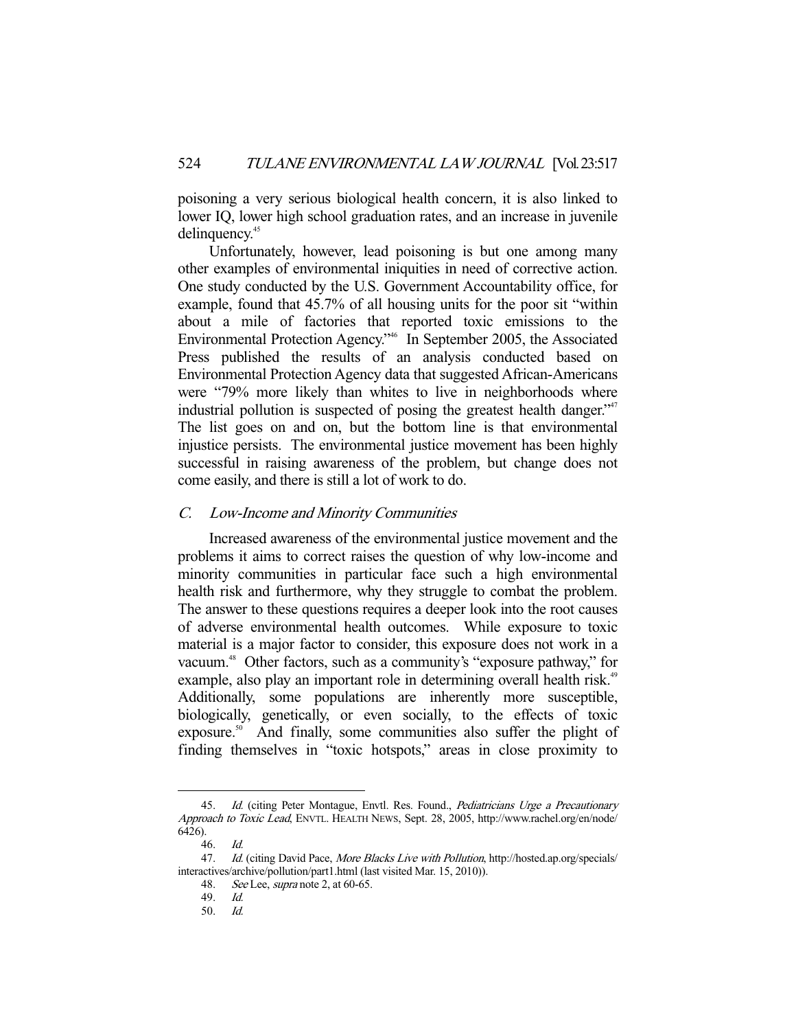poisoning a very serious biological health concern, it is also linked to lower IQ, lower high school graduation rates, and an increase in juvenile delinquency.[45]

Unfortunately, however, lead poisoning is but one among many other examples of environmental iniquities in need of corrective action. One study conducted by the U.S. Government Accountability office, for example, found that 45.7% of all housing units for the poor sit "within about a mile of factories that reported toxic emissions to the Environmental Protection Agency."[46] In September 2005, the Associated Press published the results of an analysis conducted based on Environmental Protection Agency data that suggested African-Americans were "79% more likely than whites to live in neighborhoods where industrial pollution is suspected of posing the greatest health danger."[47] The list goes on and on, but the bottom line is that environmental injustice persists. The environmental justice movement has been highly successful in raising awareness of the problem, but change does not come easily, and there is still a lot of work to do.

### *C. Low-Income and Minority Communities*

Increased awareness of the environmental justice movement and the problems it aims to correct raises the question of why low-income and minority communities in particular face such a high environmental health risk and furthermore, why they struggle to combat the problem. The answer to these questions requires a deeper look into the root causes of adverse environmental health outcomes. While exposure to toxic material is a major factor to consider, this exposure does not work in a vacuum.[48] Other factors, such as a community's "exposure pathway," for example, also play an important role in determining overall health risk.[49] Additionally, some populations are inherently more susceptible, biologically, genetically, or even socially, to the effects of toxic exposure.[50] And finally, some communities also suffer the plight of finding themselves in "toxic hotspots," areas in close proximity to

---

45. *Id.* (citing Peter Montague, Envtl. Res. Found., *Pediatricians Urge a Precautionary Approach to Toxic Lead*, ENVTL. HEALTH NEWS, Sept. 28, 2005, http://www.rachel.org/en/node/6426).

46. *Id.*

47. *Id.* (citing David Pace, *More Blacks Live with Pollution*, http://hosted.ap.org/specials/interactives/archive/pollution/part1.html (last visited Mar. 15, 2010)).

48. *See* Lee, *supra* note 2, at 60-65.

49. *Id.*

50. *Id.*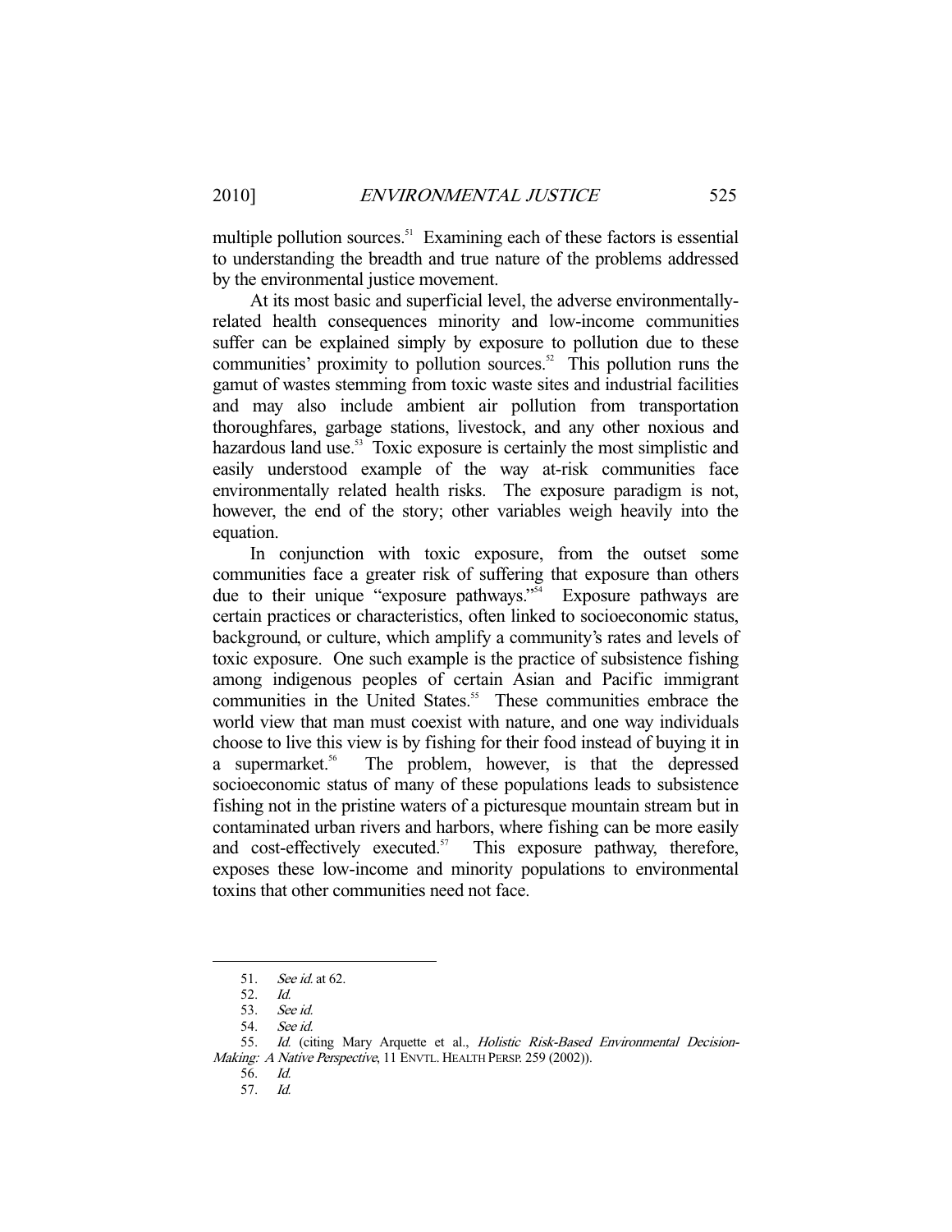multiple pollution sources.[51] Examining each of these factors is essential to understanding the breadth and true nature of the problems addressed by the environmental justice movement.

At its most basic and superficial level, the adverse environmentally-related health consequences minority and low-income communities suffer can be explained simply by exposure to pollution due to these communities' proximity to pollution sources.[52] This pollution runs the gamut of wastes stemming from toxic waste sites and industrial facilities and may also include ambient air pollution from transportation thoroughfares, garbage stations, livestock, and any other noxious and hazardous land use.[53] Toxic exposure is certainly the most simplistic and easily understood example of the way at-risk communities face environmentally related health risks. The exposure paradigm is not, however, the end of the story; other variables weigh heavily into the equation.

In conjunction with toxic exposure, from the outset some communities face a greater risk of suffering that exposure than others due to their unique "exposure pathways."[54] Exposure pathways are certain practices or characteristics, often linked to socioeconomic status, background, or culture, which amplify a community's rates and levels of toxic exposure. One such example is the practice of subsistence fishing among indigenous peoples of certain Asian and Pacific immigrant communities in the United States.[55] These communities embrace the world view that man must coexist with nature, and one way individuals choose to live this view is by fishing for their food instead of buying it in a supermarket.[56] The problem, however, is that the depressed socioeconomic status of many of these populations leads to subsistence fishing not in the pristine waters of a picturesque mountain stream but in contaminated urban rivers and harbors, where fishing can be more easily and cost-effectively executed.[57] This exposure pathway, therefore, exposes these low-income and minority populations to environmental toxins that other communities need not face.

---

51. *See id.* at 62.
52. *Id.*
53. *See id.*
54. *See id.*
55. *Id.* (citing Mary Arquette et al., *Holistic Risk-Based Environmental Decision-Making: A Native Perspective*, 11 ENVTL. HEALTH PERSP. 259 (2002)).
56. *Id.*
57. *Id.*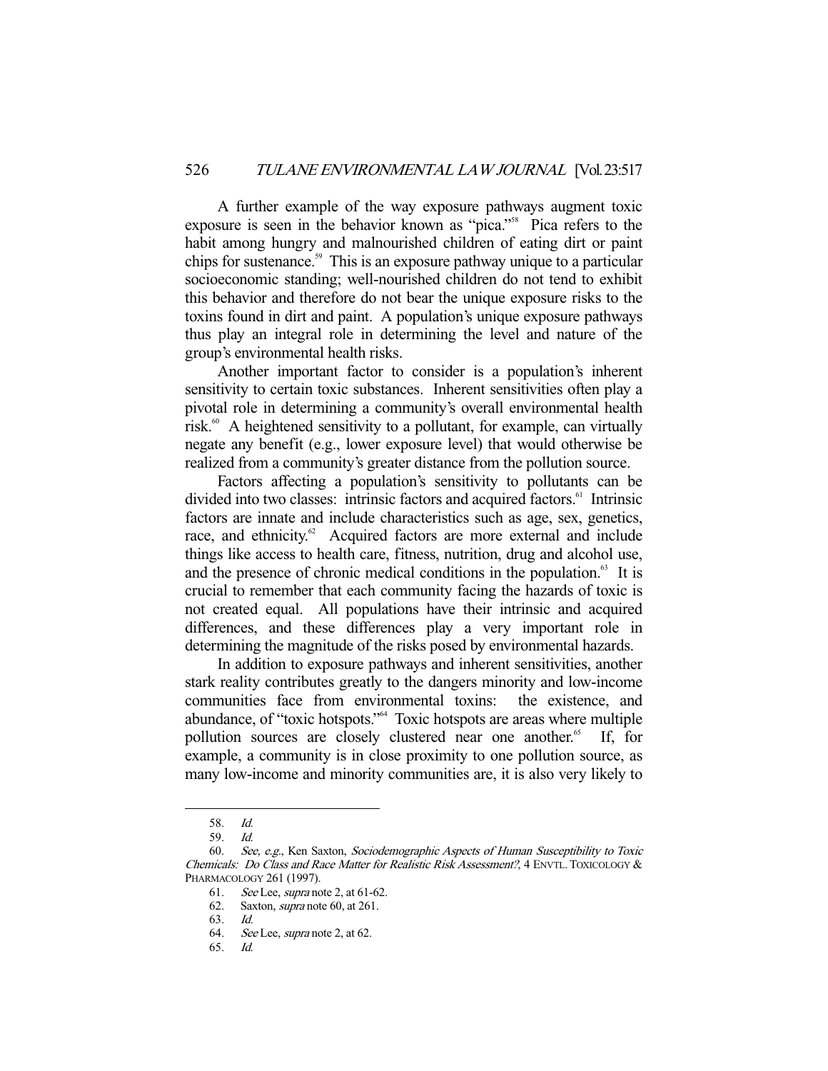A further example of the way exposure pathways augment toxic exposure is seen in the behavior known as "pica."[58] Pica refers to the habit among hungry and malnourished children of eating dirt or paint chips for sustenance.[59] This is an exposure pathway unique to a particular socioeconomic standing; well-nourished children do not tend to exhibit this behavior and therefore do not bear the unique exposure risks to the toxins found in dirt and paint. A population's unique exposure pathways thus play an integral role in determining the level and nature of the group's environmental health risks.

Another important factor to consider is a population's inherent sensitivity to certain toxic substances. Inherent sensitivities often play a pivotal role in determining a community's overall environmental health risk.[60] A heightened sensitivity to a pollutant, for example, can virtually negate any benefit (e.g., lower exposure level) that would otherwise be realized from a community's greater distance from the pollution source.

Factors affecting a population's sensitivity to pollutants can be divided into two classes: intrinsic factors and acquired factors.[61] Intrinsic factors are innate and include characteristics such as age, sex, genetics, race, and ethnicity.[62] Acquired factors are more external and include things like access to health care, fitness, nutrition, drug and alcohol use, and the presence of chronic medical conditions in the population.[63] It is crucial to remember that each community facing the hazards of toxic is not created equal. All populations have their intrinsic and acquired differences, and these differences play a very important role in determining the magnitude of the risks posed by environmental hazards.

In addition to exposure pathways and inherent sensitivities, another stark reality contributes greatly to the dangers minority and low-income communities face from environmental toxins: the existence, and abundance, of "toxic hotspots."[64] Toxic hotspots are areas where multiple pollution sources are closely clustered near one another.[65] If, for example, a community is in close proximity to one pollution source, as many low-income and minority communities are, it is also very likely to

---

58. *Id.*

59. *Id.*

60. *See, e.g.*, Ken Saxton, *Sociodemographic Aspects of Human Susceptibility to Toxic Chemicals: Do Class and Race Matter for Realistic Risk Assessment?*, 4 ENVTL. TOXICOLOGY & PHARMACOLOGY 261 (1997).

61. *See* Lee, *supra* note 2, at 61-62.

62. Saxton, *supra* note 60, at 261.

63. *Id.*

64. *See* Lee, *supra* note 2, at 62.

65. *Id.*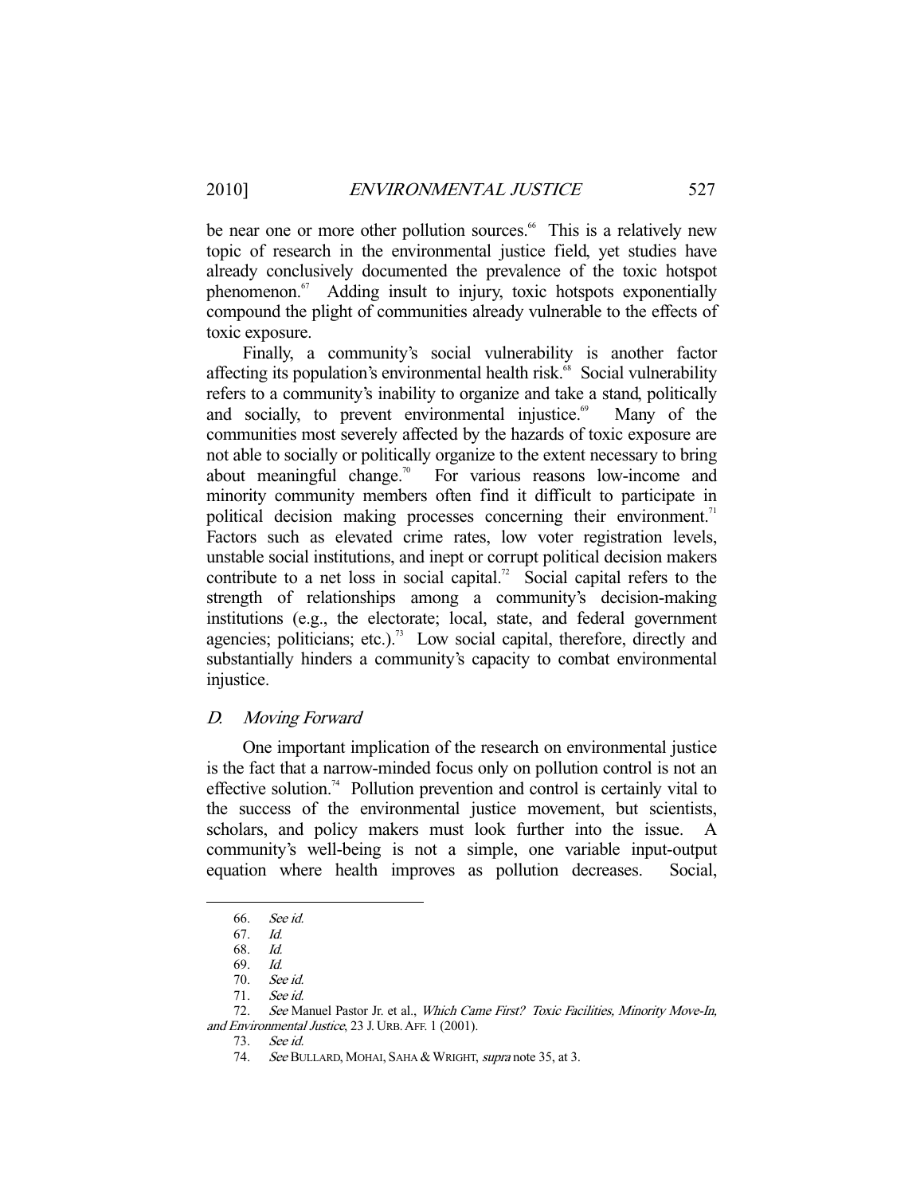be near one or more other pollution sources.[66] This is a relatively new topic of research in the environmental justice field, yet studies have already conclusively documented the prevalence of the toxic hotspot phenomenon.[67] Adding insult to injury, toxic hotspots exponentially compound the plight of communities already vulnerable to the effects of toxic exposure.

Finally, a community's social vulnerability is another factor affecting its population's environmental health risk.[68] Social vulnerability refers to a community's inability to organize and take a stand, politically and socially, to prevent environmental injustice.[69] Many of the communities most severely affected by the hazards of toxic exposure are not able to socially or politically organize to the extent necessary to bring about meaningful change.[70] For various reasons low-income and minority community members often find it difficult to participate in political decision making processes concerning their environment.[71] Factors such as elevated crime rates, low voter registration levels, unstable social institutions, and inept or corrupt political decision makers contribute to a net loss in social capital.[72] Social capital refers to the strength of relationships among a community's decision-making institutions (e.g., the electorate; local, state, and federal government agencies; politicians; etc.).[73] Low social capital, therefore, directly and substantially hinders a community's capacity to combat environmental injustice.

### D. *Moving Forward*

One important implication of the research on environmental justice is the fact that a narrow-minded focus only on pollution control is not an effective solution.[74] Pollution prevention and control is certainly vital to the success of the environmental justice movement, but scientists, scholars, and policy makers must look further into the issue. A community's well-being is not a simple, one variable input-output equation where health improves as pollution decreases. Social,

---

66. *See id.*

67. *Id.*

68. *Id.*

69. *Id.*

70. *See id.*

71. *See id.*

72. *See* Manuel Pastor Jr. et al., *Which Came First? Toxic Facilities, Minority Move-In, and Environmental Justice*, 23 J. URB. AFF. 1 (2001).

73. *See id.*

74. *See* BULLARD, MOHAI, SAHA & WRIGHT, *supra* note 35, at 3.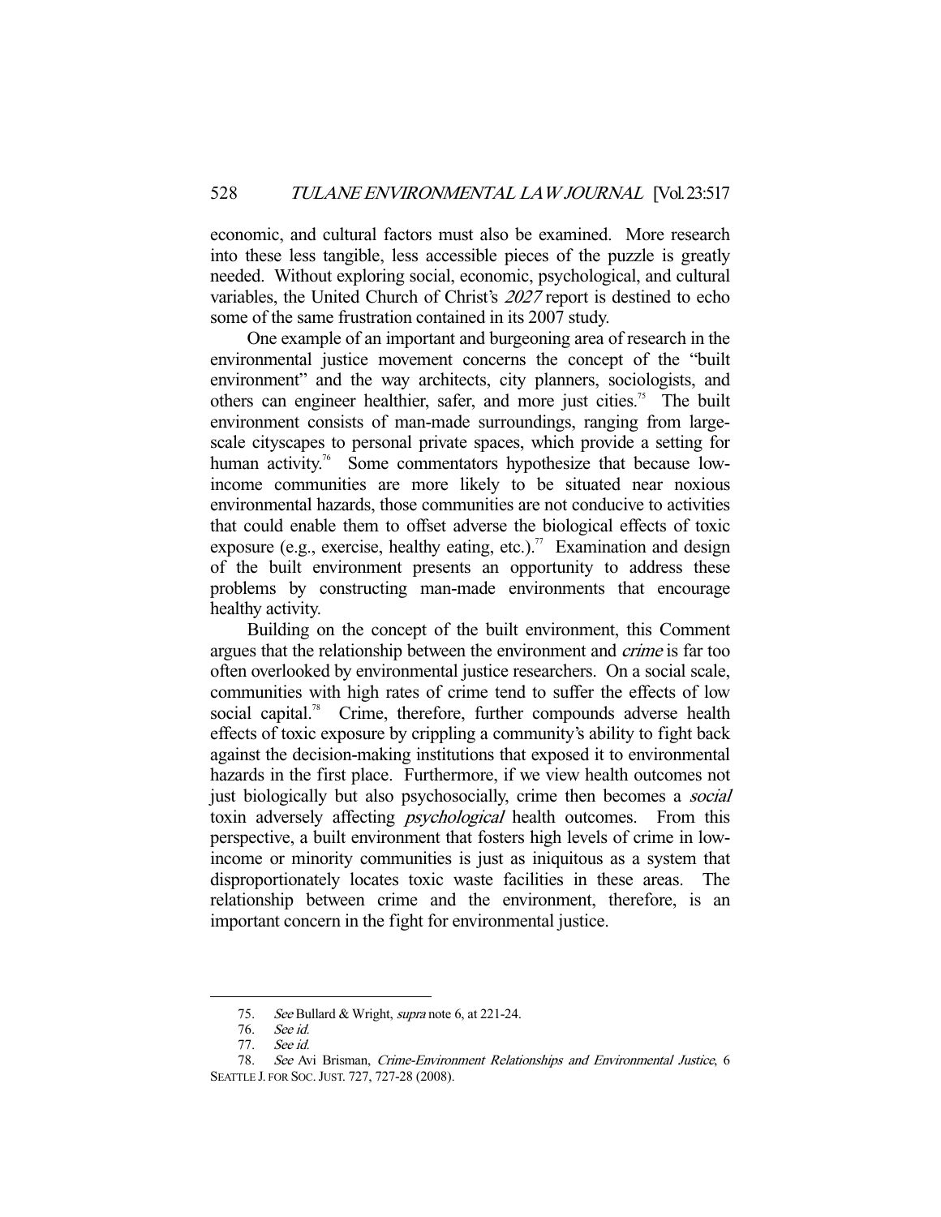economic, and cultural factors must also be examined. More research into these less tangible, less accessible pieces of the puzzle is greatly needed. Without exploring social, economic, psychological, and cultural variables, the United Church of Christ's *2027* report is destined to echo some of the same frustration contained in its 2007 study.

One example of an important and burgeoning area of research in the environmental justice movement concerns the concept of the "built environment" and the way architects, city planners, sociologists, and others can engineer healthier, safer, and more just cities.[75] The built environment consists of man-made surroundings, ranging from large-scale cityscapes to personal private spaces, which provide a setting for human activity.[76] Some commentators hypothesize that because low-income communities are more likely to be situated near noxious environmental hazards, those communities are not conducive to activities that could enable them to offset adverse the biological effects of toxic exposure (e.g., exercise, healthy eating, etc.).[77] Examination and design of the built environment presents an opportunity to address these problems by constructing man-made environments that encourage healthy activity.

Building on the concept of the built environment, this Comment argues that the relationship between the environment and *crime* is far too often overlooked by environmental justice researchers. On a social scale, communities with high rates of crime tend to suffer the effects of low social capital.[78] Crime, therefore, further compounds adverse health effects of toxic exposure by crippling a community's ability to fight back against the decision-making institutions that exposed it to environmental hazards in the first place. Furthermore, if we view health outcomes not just biologically but also psychosocially, crime then becomes a *social* toxin adversely affecting *psychological* health outcomes. From this perspective, a built environment that fosters high levels of crime in low-income or minority communities is just as iniquitous as a system that disproportionately locates toxic waste facilities in these areas. The relationship between crime and the environment, therefore, is an important concern in the fight for environmental justice.

---

75. *See* Bullard & Wright, *supra* note 6, at 221-24.

76. *See id.*

77. *See id.*

78. *See* Avi Brisman, *Crime-Environment Relationships and Environmental Justice*, 6 SEATTLE J. FOR SOC. JUST. 727, 727-28 (2008).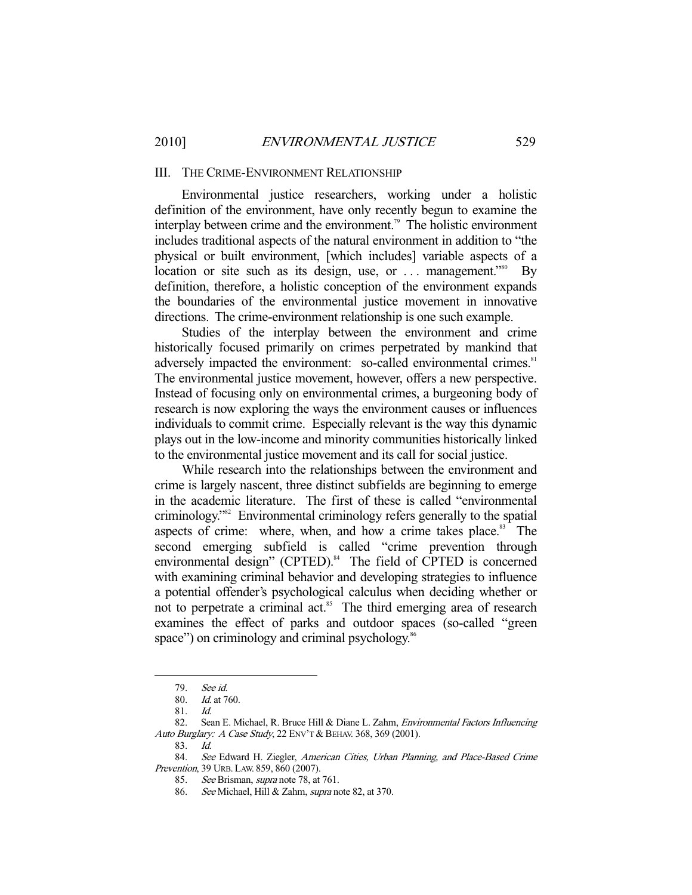## III. THE CRIME-ENVIRONMENT RELATIONSHIP

Environmental justice researchers, working under a holistic definition of the environment, have only recently begun to examine the interplay between crime and the environment.[79] The holistic environment includes traditional aspects of the natural environment in addition to "the physical or built environment, [which includes] variable aspects of a location or site such as its design, use, or . . . management."[80] By definition, therefore, a holistic conception of the environment expands the boundaries of the environmental justice movement in innovative directions. The crime-environment relationship is one such example.

Studies of the interplay between the environment and crime historically focused primarily on crimes perpetrated by mankind that adversely impacted the environment: so-called environmental crimes.[81] The environmental justice movement, however, offers a new perspective. Instead of focusing only on environmental crimes, a burgeoning body of research is now exploring the ways the environment causes or influences individuals to commit crime. Especially relevant is the way this dynamic plays out in the low-income and minority communities historically linked to the environmental justice movement and its call for social justice.

While research into the relationships between the environment and crime is largely nascent, three distinct subfields are beginning to emerge in the academic literature. The first of these is called "environmental criminology."[82] Environmental criminology refers generally to the spatial aspects of crime: where, when, and how a crime takes place.[83] The second emerging subfield is called "crime prevention through environmental design" (CPTED).[84] The field of CPTED is concerned with examining criminal behavior and developing strategies to influence a potential offender's psychological calculus when deciding whether or not to perpetrate a criminal act.[85] The third emerging area of research examines the effect of parks and outdoor spaces (so-called "green space") on criminology and criminal psychology.[86]

---

79. *See id.*

80. *Id.* at 760.

81. *Id.*

82. Sean E. Michael, R. Bruce Hill & Diane L. Zahm, *Environmental Factors Influencing Auto Burglary: A Case Study*, 22 ENV'T & BEHAV. 368, 369 (2001).

83. *Id.*

84. *See* Edward H. Ziegler, *American Cities, Urban Planning, and Place-Based Crime Prevention*, 39 URB. LAW. 859, 860 (2007).

85. *See* Brisman, *supra* note 78, at 761.

86. *See* Michael, Hill & Zahm, *supra* note 82, at 370.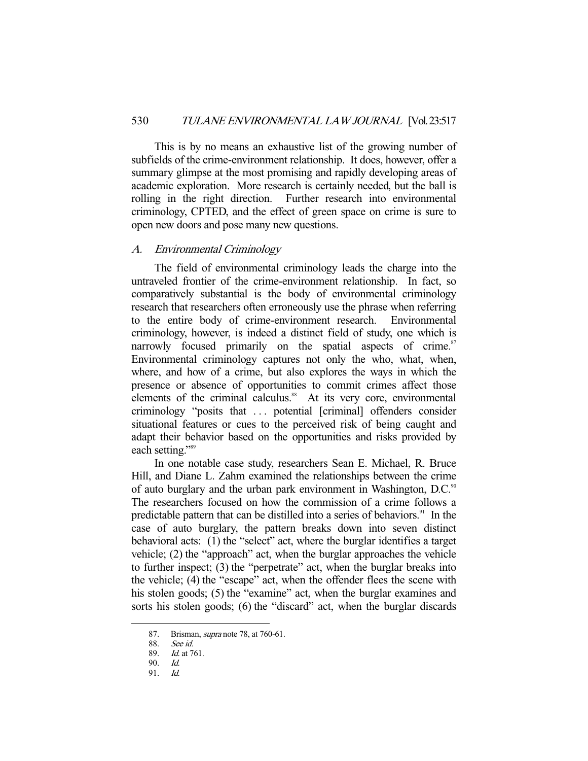This is by no means an exhaustive list of the growing number of subfields of the crime-environment relationship. It does, however, offer a summary glimpse at the most promising and rapidly developing areas of academic exploration. More research is certainly needed, but the ball is rolling in the right direction. Further research into environmental criminology, CPTED, and the effect of green space on crime is sure to open new doors and pose many new questions.

### A. *Environmental Criminology*

The field of environmental criminology leads the charge into the untraveled frontier of the crime-environment relationship. In fact, so comparatively substantial is the body of environmental criminology research that researchers often erroneously use the phrase when referring to the entire body of crime-environment research. Environmental criminology, however, is indeed a distinct field of study, one which is narrowly focused primarily on the spatial aspects of crime.[87] Environmental criminology captures not only the who, what, when, where, and how of a crime, but also explores the ways in which the presence or absence of opportunities to commit crimes affect those elements of the criminal calculus.[88] At its very core, environmental criminology "posits that . . . potential [criminal] offenders consider situational features or cues to the perceived risk of being caught and adapt their behavior based on the opportunities and risks provided by each setting."[89]

In one notable case study, researchers Sean E. Michael, R. Bruce Hill, and Diane L. Zahm examined the relationships between the crime of auto burglary and the urban park environment in Washington, D.C.[90] The researchers focused on how the commission of a crime follows a predictable pattern that can be distilled into a series of behaviors.[91] In the case of auto burglary, the pattern breaks down into seven distinct behavioral acts: (1) the "select" act, where the burglar identifies a target vehicle; (2) the "approach" act, when the burglar approaches the vehicle to further inspect; (3) the "perpetrate" act, when the burglar breaks into the vehicle; (4) the "escape" act, when the offender flees the scene with his stolen goods; (5) the "examine" act, when the burglar examines and sorts his stolen goods; (6) the "discard" act, when the burglar discards

---

87. Brisman, *supra* note 78, at 760-61.

88. *See id.*

89. *Id.* at 761.

90. *Id.*

91. *Id.*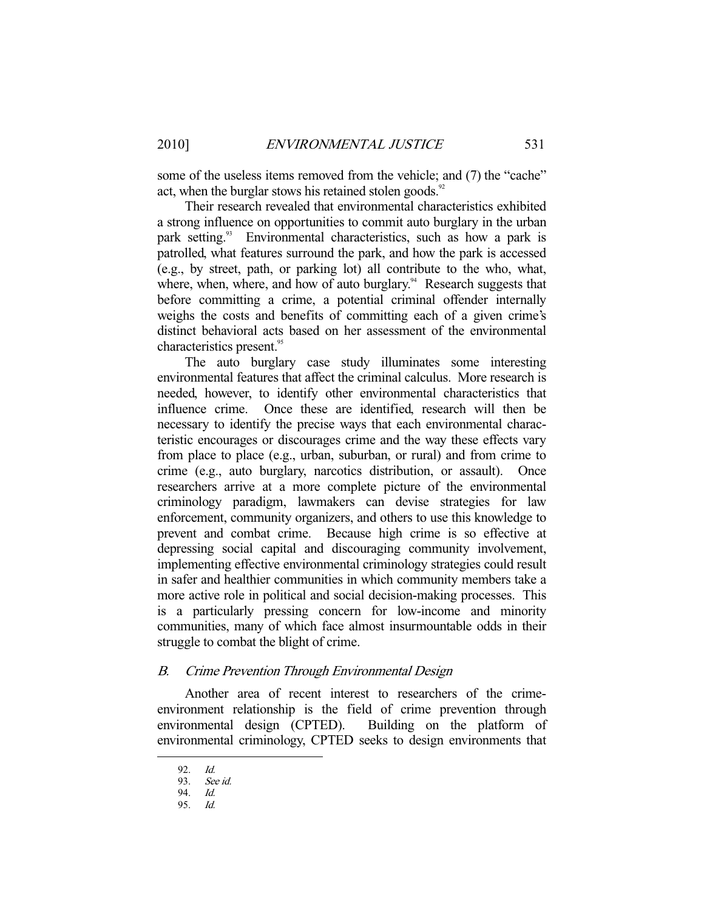some of the useless items removed from the vehicle; and (7) the "cache" act, when the burglar stows his retained stolen goods.[92]

Their research revealed that environmental characteristics exhibited a strong influence on opportunities to commit auto burglary in the urban park setting.[93] Environmental characteristics, such as how a park is patrolled, what features surround the park, and how the park is accessed (e.g., by street, path, or parking lot) all contribute to the who, what, where, when, where, and how of auto burglary.[94] Research suggests that before committing a crime, a potential criminal offender internally weighs the costs and benefits of committing each of a given crime's distinct behavioral acts based on her assessment of the environmental characteristics present.[95]

The auto burglary case study illuminates some interesting environmental features that affect the criminal calculus. More research is needed, however, to identify other environmental characteristics that influence crime. Once these are identified, research will then be necessary to identify the precise ways that each environmental characteristic encourages or discourages crime and the way these effects vary from place to place (e.g., urban, suburban, or rural) and from crime to crime (e.g., auto burglary, narcotics distribution, or assault). Once researchers arrive at a more complete picture of the environmental criminology paradigm, lawmakers can devise strategies for law enforcement, community organizers, and others to use this knowledge to prevent and combat crime. Because high crime is so effective at depressing social capital and discouraging community involvement, implementing effective environmental criminology strategies could result in safer and healthier communities in which community members take a more active role in political and social decision-making processes. This is a particularly pressing concern for low-income and minority communities, many of which face almost insurmountable odds in their struggle to combat the blight of crime.

## *B. Crime Prevention Through Environmental Design*

Another area of recent interest to researchers of the crime-environment relationship is the field of crime prevention through environmental design (CPTED). Building on the platform of environmental criminology, CPTED seeks to design environments that

---

92. *Id.*
93. *See id.*
94. *Id.*
95. *Id.*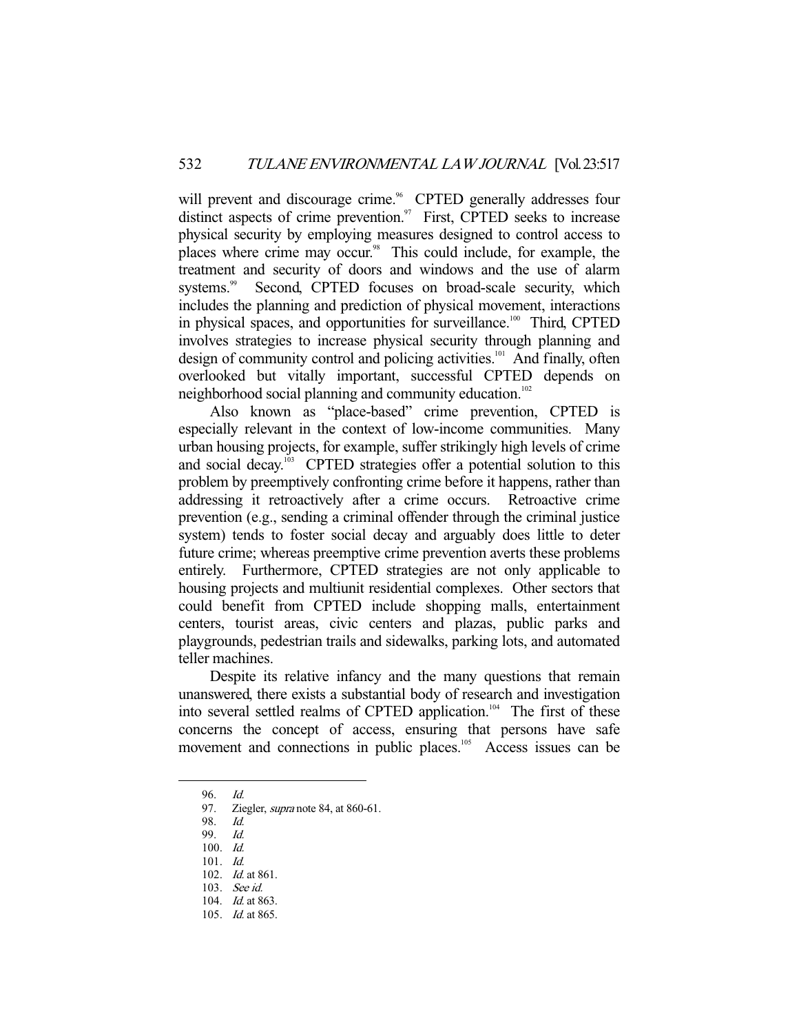will prevent and discourage crime.[96] CPTED generally addresses four distinct aspects of crime prevention.[97] First, CPTED seeks to increase physical security by employing measures designed to control access to places where crime may occur.[98] This could include, for example, the treatment and security of doors and windows and the use of alarm systems.[99] Second, CPTED focuses on broad-scale security, which includes the planning and prediction of physical movement, interactions in physical spaces, and opportunities for surveillance.[100] Third, CPTED involves strategies to increase physical security through planning and design of community control and policing activities.[101] And finally, often overlooked but vitally important, successful CPTED depends on neighborhood social planning and community education.[102]

Also known as "place-based" crime prevention, CPTED is especially relevant in the context of low-income communities. Many urban housing projects, for example, suffer strikingly high levels of crime and social decay.[103] CPTED strategies offer a potential solution to this problem by preemptively confronting crime before it happens, rather than addressing it retroactively after a crime occurs. Retroactive crime prevention (e.g., sending a criminal offender through the criminal justice system) tends to foster social decay and arguably does little to deter future crime; whereas preemptive crime prevention averts these problems entirely. Furthermore, CPTED strategies are not only applicable to housing projects and multiunit residential complexes. Other sectors that could benefit from CPTED include shopping malls, entertainment centers, tourist areas, civic centers and plazas, public parks and playgrounds, pedestrian trails and sidewalks, parking lots, and automated teller machines.

Despite its relative infancy and the many questions that remain unanswered, there exists a substantial body of research and investigation into several settled realms of CPTED application.[104] The first of these concerns the concept of access, ensuring that persons have safe movement and connections in public places.[105] Access issues can be

---

96. *Id.*
97. Ziegler, *supra* note 84, at 860-61.
98. *Id.*
99. *Id.*
100. *Id.*
101. *Id.*
102. *Id.* at 861.
103. *See id.*
104. *Id.* at 863.
105. *Id.* at 865.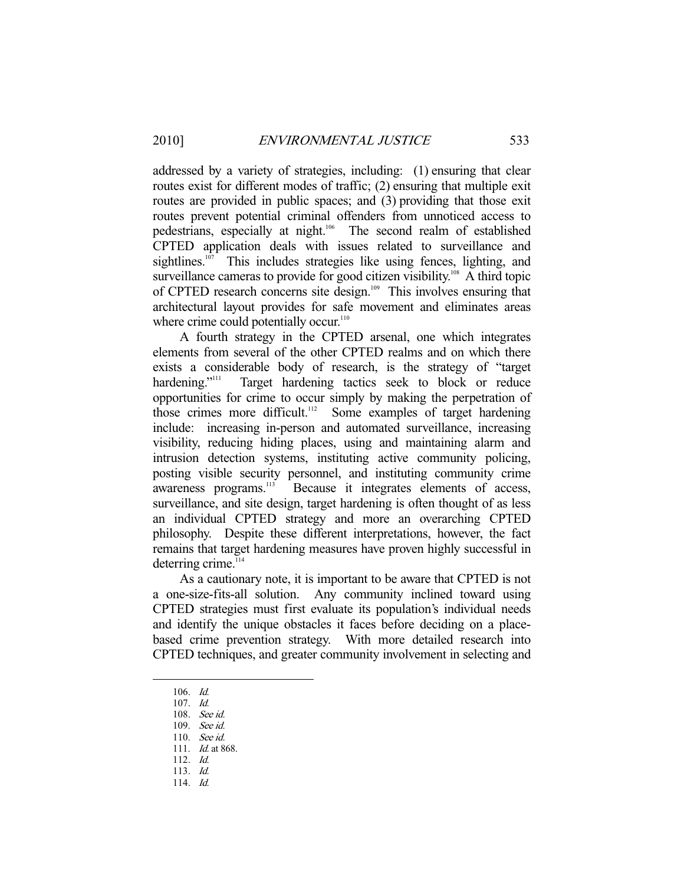addressed by a variety of strategies, including: (1) ensuring that clear routes exist for different modes of traffic; (2) ensuring that multiple exit routes are provided in public spaces; and (3) providing that those exit routes prevent potential criminal offenders from unnoticed access to pedestrians, especially at night.[106] The second realm of established CPTED application deals with issues related to surveillance and sightlines.[107] This includes strategies like using fences, lighting, and surveillance cameras to provide for good citizen visibility.[108] A third topic of CPTED research concerns site design.[109] This involves ensuring that architectural layout provides for safe movement and eliminates areas where crime could potentially occur.[110]

A fourth strategy in the CPTED arsenal, one which integrates elements from several of the other CPTED realms and on which there exists a considerable body of research, is the strategy of "target hardening."[111] Target hardening tactics seek to block or reduce opportunities for crime to occur simply by making the perpetration of those crimes more difficult.[112] Some examples of target hardening include: increasing in-person and automated surveillance, increasing visibility, reducing hiding places, using and maintaining alarm and intrusion detection systems, instituting active community policing, posting visible security personnel, and instituting community crime awareness programs.[113] Because it integrates elements of access, surveillance, and site design, target hardening is often thought of as less an individual CPTED strategy and more an overarching CPTED philosophy. Despite these different interpretations, however, the fact remains that target hardening measures have proven highly successful in deterring crime.[114]

As a cautionary note, it is important to be aware that CPTED is not a one-size-fits-all solution. Any community inclined toward using CPTED strategies must first evaluate its population's individual needs and identify the unique obstacles it faces before deciding on a place-based crime prevention strategy. With more detailed research into CPTED techniques, and greater community involvement in selecting and

---

106. *Id.*
107. *Id.*
108. *See id.*
109. *See id.*
110. *See id.*
111. *Id.* at 868.
112. *Id.*
113. *Id.*
114. *Id.*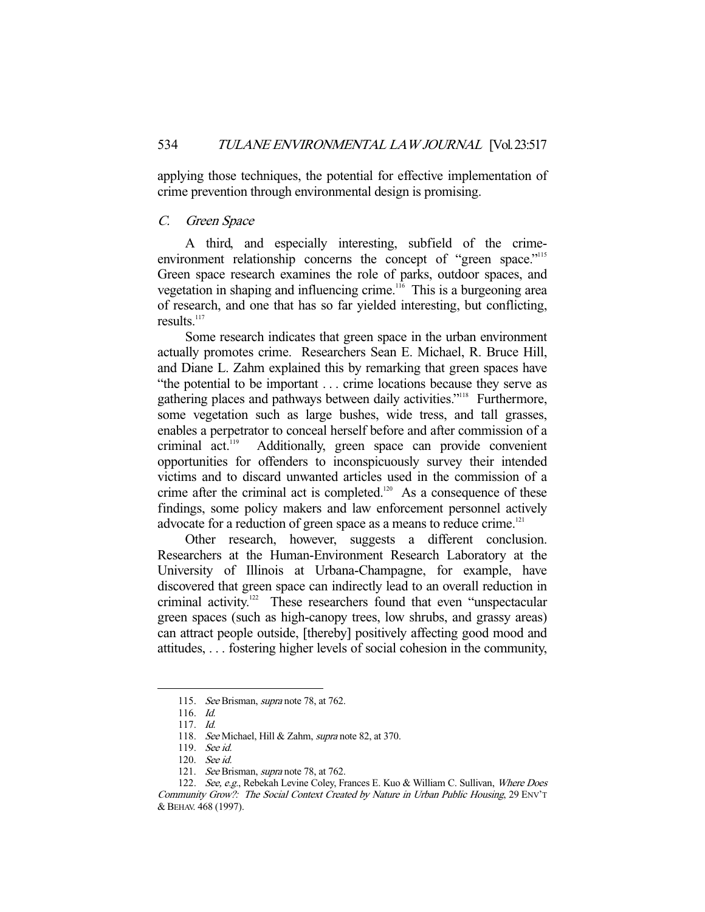applying those techniques, the potential for effective implementation of crime prevention through environmental design is promising.

### *C. Green Space*

A third, and especially interesting, subfield of the crime-environment relationship concerns the concept of "green space."[115] Green space research examines the role of parks, outdoor spaces, and vegetation in shaping and influencing crime.[116] This is a burgeoning area of research, and one that has so far yielded interesting, but conflicting, results.[117]

Some research indicates that green space in the urban environment actually promotes crime. Researchers Sean E. Michael, R. Bruce Hill, and Diane L. Zahm explained this by remarking that green spaces have "the potential to be important . . . crime locations because they serve as gathering places and pathways between daily activities."[118] Furthermore, some vegetation such as large bushes, wide tress, and tall grasses, enables a perpetrator to conceal herself before and after commission of a criminal act.[119] Additionally, green space can provide convenient opportunities for offenders to inconspicuously survey their intended victims and to discard unwanted articles used in the commission of a crime after the criminal act is completed.[120] As a consequence of these findings, some policy makers and law enforcement personnel actively advocate for a reduction of green space as a means to reduce crime.[121]

Other research, however, suggests a different conclusion. Researchers at the Human-Environment Research Laboratory at the University of Illinois at Urbana-Champagne, for example, have discovered that green space can indirectly lead to an overall reduction in criminal activity.[122] These researchers found that even "unspectacular green spaces (such as high-canopy trees, low shrubs, and grassy areas) can attract people outside, [thereby] positively affecting good mood and attitudes, . . . fostering higher levels of social cohesion in the community,

---

115. *See* Brisman, *supra* note 78, at 762.

116. *Id.*

117. *Id.*

118. *See* Michael, Hill & Zahm, *supra* note 82, at 370.

119. *See id.*

120. *See id.*

121. *See* Brisman, *supra* note 78, at 762.

122. *See, e.g.*, Rebekah Levine Coley, Frances E. Kuo & William C. Sullivan, *Where Does Community Grow?: The Social Context Created by Nature in Urban Public Housing*, 29 ENV'T & BEHAV. 468 (1997).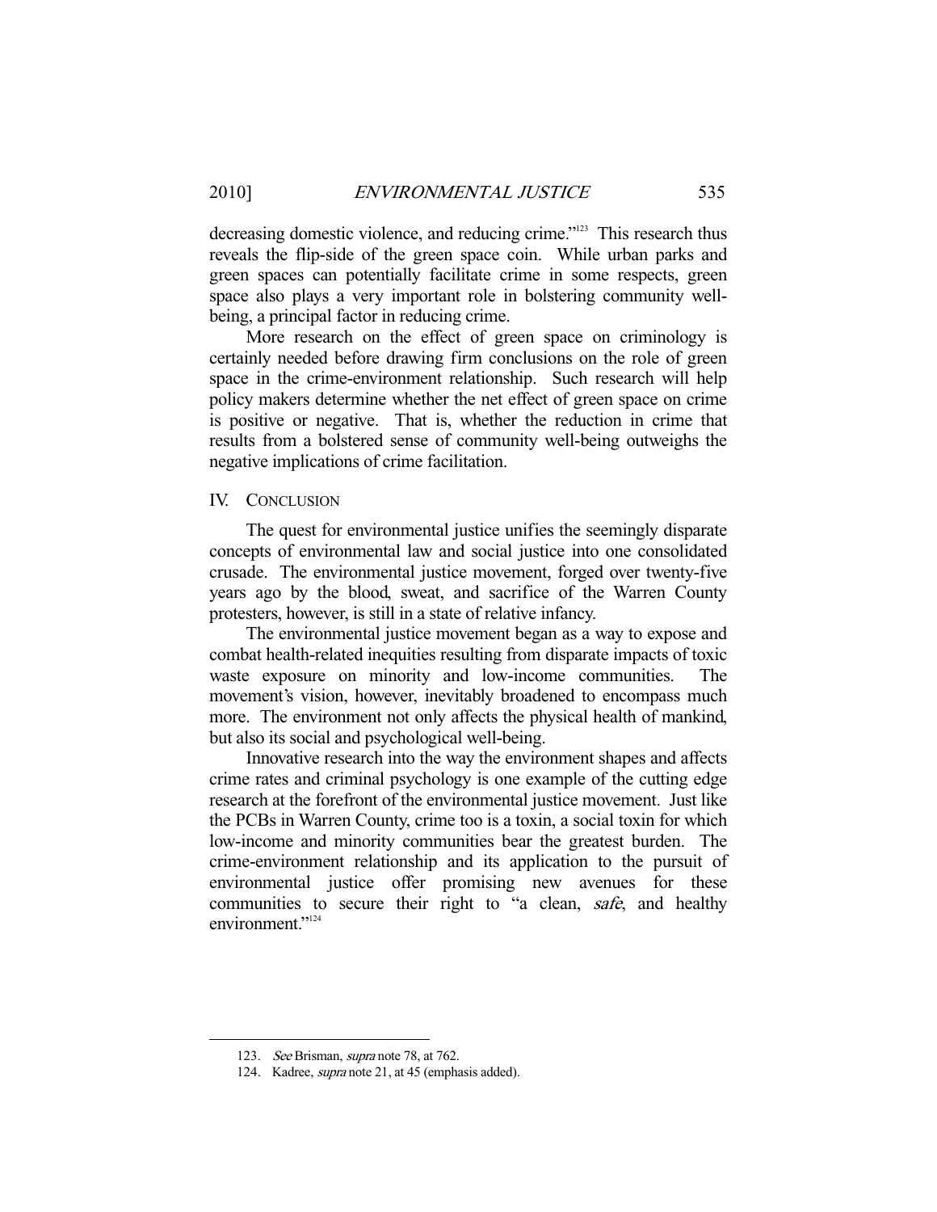decreasing domestic violence, and reducing crime."[123] This research thus reveals the flip-side of the green space coin. While urban parks and green spaces can potentially facilitate crime in some respects, green space also plays a very important role in bolstering community well-being, a principal factor in reducing crime.

More research on the effect of green space on criminology is certainly needed before drawing firm conclusions on the role of green space in the crime-environment relationship. Such research will help policy makers determine whether the net effect of green space on crime is positive or negative. That is, whether the reduction in crime that results from a bolstered sense of community well-being outweighs the negative implications of crime facilitation.

## IV. CONCLUSION

The quest for environmental justice unifies the seemingly disparate concepts of environmental law and social justice into one consolidated crusade. The environmental justice movement, forged over twenty-five years ago by the blood, sweat, and sacrifice of the Warren County protesters, however, is still in a state of relative infancy.

The environmental justice movement began as a way to expose and combat health-related inequities resulting from disparate impacts of toxic waste exposure on minority and low-income communities. The movement's vision, however, inevitably broadened to encompass much more. The environment not only affects the physical health of mankind, but also its social and psychological well-being.

Innovative research into the way the environment shapes and affects crime rates and criminal psychology is one example of the cutting edge research at the forefront of the environmental justice movement. Just like the PCBs in Warren County, crime too is a toxin, a social toxin for which low-income and minority communities bear the greatest burden. The crime-environment relationship and its application to the pursuit of environmental justice offer promising new avenues for these communities to secure their right to "a clean, *safe*, and healthy environment."[124]

---

123. *See* Brisman, *supra* note 78, at 762.

124. Kadree, *supra* note 21, at 45 (emphasis added).